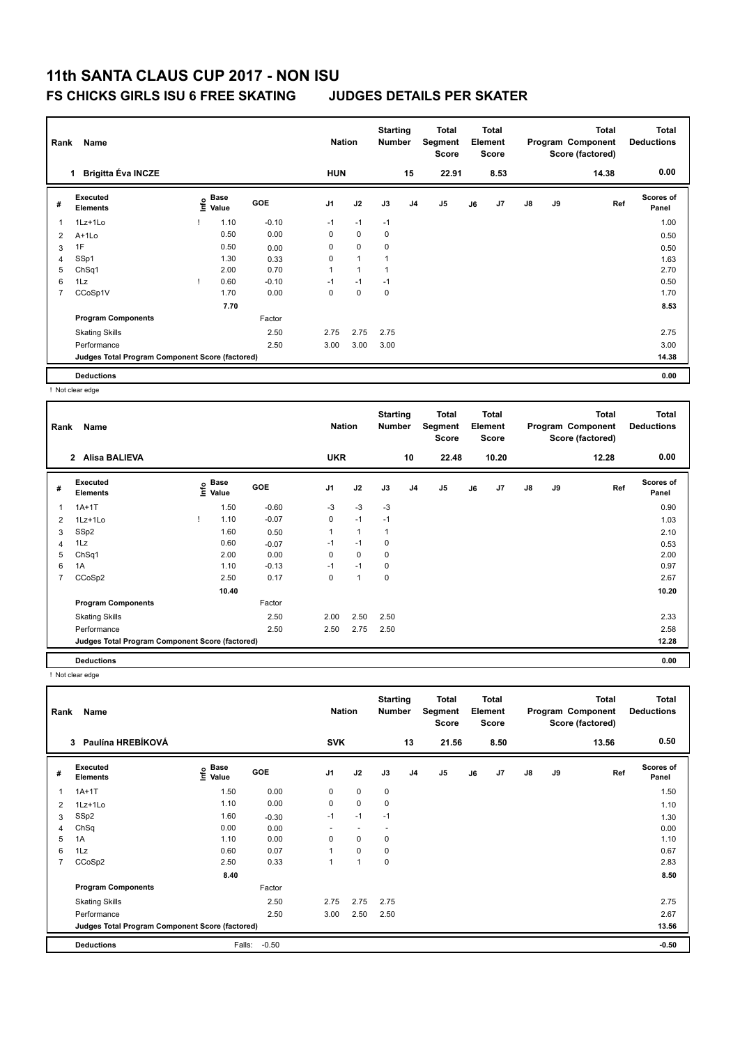# 11th SANTA CLAUS CUP 2017 - NON ISU

## FS CHICKS GIRLS ISU 6 FREE SKATING JUDGES DETAILS PER SKATER

| Rank | Name | Nation | Starting Number | Total Segment Score | Total Element Score | Total Program Component Score (factored) | Total Deductions |
|---|---|---|---|---|---|---|---|
| 1 | Brigitta Éva INCZE | HUN | 15 | 22.91 | 8.53 | 14.38 | 0.00 |

| # | Executed Elements | Info | Base Value | GOE | J1 | J2 | J3 | J4 | J5 | J6 | J7 | J8 | J9 | Ref | Scores of Panel |
|---|---|---|---|---|---|---|---|---|---|---|---|---|---|---|---|
| 1 | 1Lz+1Lo | ! | 1.10 | -0.10 | -1 | -1 | -1 | | | | | | | | 1.00 |
| 2 | A+1Lo | | 0.50 | 0.00 | 0 | 0 | 0 | | | | | | | | 0.50 |
| 3 | 1F | | 0.50 | 0.00 | 0 | 0 | 0 | | | | | | | | 0.50 |
| 4 | SSp1 | | 1.30 | 0.33 | 0 | 1 | 1 | | | | | | | | 1.63 |
| 5 | ChSq1 | | 2.00 | 0.70 | 1 | 1 | 1 | | | | | | | | 2.70 |
| 6 | 1Lz | ! | 0.60 | -0.10 | -1 | -1 | -1 | | | | | | | | 0.50 |
| 7 | CCoSp1V | | 1.70 | 0.00 | 0 | 0 | 0 | | | | | | | | 1.70 |
| | | | 7.70 | | | | | | | | | | | | 8.53 |
| | Program Components | | | Factor | | | | | | | | | | | |
| | Skating Skills | | | 2.50 | 2.75 | 2.75 | 2.75 | | | | | | | | 2.75 |
| | Performance | | | 2.50 | 3.00 | 3.00 | 3.00 | | | | | | | | 3.00 |
| | Judges Total Program Component Score (factored) | | | | | | | | | | | | | | 14.38 |
| | Deductions | | | | | | | | | | | | | | 0.00 |

! Not clear edge

| Rank | Name | Nation | Starting Number | Total Segment Score | Total Element Score | Total Program Component Score (factored) | Total Deductions |
|---|---|---|---|---|---|---|---|
| 2 | Alisa BALIEVA | UKR | 10 | 22.48 | 10.20 | 12.28 | 0.00 |

| # | Executed Elements | Info | Base Value | GOE | J1 | J2 | J3 | J4 | J5 | J6 | J7 | J8 | J9 | Ref | Scores of Panel |
|---|---|---|---|---|---|---|---|---|---|---|---|---|---|---|---|
| 1 | 1A+1T | | 1.50 | -0.60 | -3 | -3 | -3 | | | | | | | | 0.90 |
| 2 | 1Lz+1Lo | ! | 1.10 | -0.07 | 0 | -1 | -1 | | | | | | | | 1.03 |
| 3 | SSp2 | | 1.60 | 0.50 | 1 | 1 | 1 | | | | | | | | 2.10 |
| 4 | 1Lz | | 0.60 | -0.07 | -1 | -1 | 0 | | | | | | | | 0.53 |
| 5 | ChSq1 | | 2.00 | 0.00 | 0 | 0 | 0 | | | | | | | | 2.00 |
| 6 | 1A | | 1.10 | -0.13 | -1 | -1 | 0 | | | | | | | | 0.97 |
| 7 | CCoSp2 | | 2.50 | 0.17 | 0 | 1 | 0 | | | | | | | | 2.67 |
| | | | 10.40 | | | | | | | | | | | | 10.20 |
| | Program Components | | | Factor | | | | | | | | | | | |
| | Skating Skills | | | 2.50 | 2.00 | 2.50 | 2.50 | | | | | | | | 2.33 |
| | Performance | | | 2.50 | 2.50 | 2.75 | 2.50 | | | | | | | | 2.58 |
| | Judges Total Program Component Score (factored) | | | | | | | | | | | | | | 12.28 |
| | Deductions | | | | | | | | | | | | | | 0.00 |

! Not clear edge

| Rank | Name | Nation | Starting Number | Total Segment Score | Total Element Score | Total Program Component Score (factored) | Total Deductions |
|---|---|---|---|---|---|---|---|
| 3 | Paulína HREBÍKOVÁ | SVK | 13 | 21.56 | 8.50 | 13.56 | 0.50 |

| # | Executed Elements | Info | Base Value | GOE | J1 | J2 | J3 | J4 | J5 | J6 | J7 | J8 | J9 | Ref | Scores of Panel |
|---|---|---|---|---|---|---|---|---|---|---|---|---|---|---|---|
| 1 | 1A+1T | | 1.50 | 0.00 | 0 | 0 | 0 | | | | | | | | 1.50 |
| 2 | 1Lz+1Lo | | 1.10 | 0.00 | 0 | 0 | 0 | | | | | | | | 1.10 |
| 3 | SSp2 | | 1.60 | -0.30 | -1 | -1 | -1 | | | | | | | | 1.30 |
| 4 | ChSq | | 0.00 | 0.00 | - | - | - | | | | | | | | 0.00 |
| 5 | 1A | | 1.10 | 0.00 | 0 | 0 | 0 | | | | | | | | 1.10 |
| 6 | 1Lz | | 0.60 | 0.07 | 1 | 0 | 0 | | | | | | | | 0.67 |
| 7 | CCoSp2 | | 2.50 | 0.33 | 1 | 1 | 0 | | | | | | | | 2.83 |
| | | | 8.40 | | | | | | | | | | | | 8.50 |
| | Program Components | | | Factor | | | | | | | | | | | |
| | Skating Skills | | | 2.50 | 2.75 | 2.75 | 2.75 | | | | | | | | 2.75 |
| | Performance | | | 2.50 | 3.00 | 2.50 | 2.50 | | | | | | | | 2.67 |
| | Judges Total Program Component Score (factored) | | | | | | | | | | | | | | 13.56 |
| | Deductions | | Falls: | -0.50 | | | | | | | | | | | -0.50 |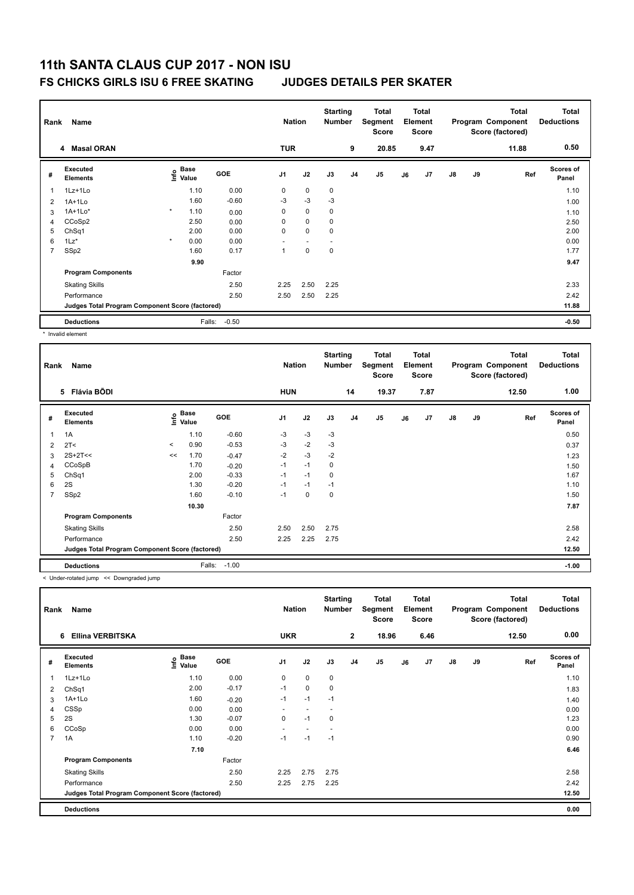# 11th SANTA CLAUS CUP 2017 - NON ISU

## FS CHICKS GIRLS ISU 6 FREE SKATING JUDGES DETAILS PER SKATER

| Rank | Name | Nation | Starting Number | Total Segment Score | Total Element Score | Total Program Component Score (factored) | Total Deductions |
|---|---|---|---|---|---|---|---|
| 4 | Masal ORAN | TUR | 9 | 20.85 | 9.47 | 11.88 | 0.50 |

| # | Executed Elements | Info | Base Value | GOE | J1 | J2 | J3 | J4 | J5 | J6 | J7 | J8 | J9 | Ref | Scores of Panel |
|---|---|---|---|---|---|---|---|---|---|---|---|---|---|---|---|
| 1 | 1Lz+1Lo | | 1.10 | 0.00 | 0 | 0 | 0 | | | | | | | | 1.10 |
| 2 | 1A+1Lo | | 1.60 | -0.60 | -3 | -3 | -3 | | | | | | | | 1.00 |
| 3 | 1A+1Lo* | * | 1.10 | 0.00 | 0 | 0 | 0 | | | | | | | | 1.10 |
| 4 | CCoSp2 | | 2.50 | 0.00 | 0 | 0 | 0 | | | | | | | | 2.50 |
| 5 | ChSq1 | | 2.00 | 0.00 | 0 | 0 | 0 | | | | | | | | 2.00 |
| 6 | 1Lz* | * | 0.00 | 0.00 | - | - | - | | | | | | | | 0.00 |
| 7 | SSp2 | | 1.60 | 0.17 | 1 | 0 | 0 | | | | | | | | 1.77 |
| | | | 9.90 | | | | | | | | | | | | 9.47 |
| | Program Components | | | Factor | | | | | | | | | | | |
| | Skating Skills | | | 2.50 | 2.25 | 2.50 | 2.25 | | | | | | | | 2.33 |
| | Performance | | | 2.50 | 2.50 | 2.50 | 2.25 | | | | | | | | 2.42 |
| | Judges Total Program Component Score (factored) | | | | | | | | | | | | | | 11.88 |
| | Deductions | | Falls: | -0.50 | | | | | | | | | | | -0.50 |

\* Invalid element

| Rank | Name | Nation | Starting Number | Total Segment Score | Total Element Score | Total Program Component Score (factored) | Total Deductions |
|---|---|---|---|---|---|---|---|
| 5 | Flávia BŐDI | HUN | 14 | 19.37 | 7.87 | 12.50 | 1.00 |

| # | Executed Elements | Info | Base Value | GOE | J1 | J2 | J3 | J4 | J5 | J6 | J7 | J8 | J9 | Ref | Scores of Panel |
|---|---|---|---|---|---|---|---|---|---|---|---|---|---|---|---|
| 1 | 1A | | 1.10 | -0.60 | -3 | -3 | -3 | | | | | | | | 0.50 |
| 2 | 2T< | < | 0.90 | -0.53 | -3 | -2 | -3 | | | | | | | | 0.37 |
| 3 | 2S+2T<< | << | 1.70 | -0.47 | -2 | -3 | -2 | | | | | | | | 1.23 |
| 4 | CCoSpB | | 1.70 | -0.20 | -1 | -1 | 0 | | | | | | | | 1.50 |
| 5 | ChSq1 | | 2.00 | -0.33 | -1 | -1 | 0 | | | | | | | | 1.67 |
| 6 | 2S | | 1.30 | -0.20 | -1 | -1 | -1 | | | | | | | | 1.10 |
| 7 | SSp2 | | 1.60 | -0.10 | -1 | 0 | 0 | | | | | | | | 1.50 |
| | | | 10.30 | | | | | | | | | | | | 7.87 |
| | Program Components | | | Factor | | | | | | | | | | | |
| | Skating Skills | | | 2.50 | 2.50 | 2.50 | 2.75 | | | | | | | | 2.58 |
| | Performance | | | 2.50 | 2.25 | 2.25 | 2.75 | | | | | | | | 2.42 |
| | Judges Total Program Component Score (factored) | | | | | | | | | | | | | | 12.50 |
| | Deductions | | Falls: | -1.00 | | | | | | | | | | | -1.00 |

< Under-rotated jump << Downgraded jump

| Rank | Name | Nation | Starting Number | Total Segment Score | Total Element Score | Total Program Component Score (factored) | Total Deductions |
|---|---|---|---|---|---|---|---|
| 6 | Ellina VERBITSKA | UKR | 2 | 18.96 | 6.46 | 12.50 | 0.00 |

| # | Executed Elements | Info | Base Value | GOE | J1 | J2 | J3 | J4 | J5 | J6 | J7 | J8 | J9 | Ref | Scores of Panel |
|---|---|---|---|---|---|---|---|---|---|---|---|---|---|---|---|
| 1 | 1Lz+1Lo | | 1.10 | 0.00 | 0 | 0 | 0 | | | | | | | | 1.10 |
| 2 | ChSq1 | | 2.00 | -0.17 | -1 | 0 | 0 | | | | | | | | 1.83 |
| 3 | 1A+1Lo | | 1.60 | -0.20 | -1 | -1 | -1 | | | | | | | | 1.40 |
| 4 | CSSp | | 0.00 | 0.00 | - | - | - | | | | | | | | 0.00 |
| 5 | 2S | | 1.30 | -0.07 | 0 | -1 | 0 | | | | | | | | 1.23 |
| 6 | CCoSp | | 0.00 | 0.00 | - | - | - | | | | | | | | 0.00 |
| 7 | 1A | | 1.10 | -0.20 | -1 | -1 | -1 | | | | | | | | 0.90 |
| | | | 7.10 | | | | | | | | | | | | 6.46 |
| | Program Components | | | Factor | | | | | | | | | | | |
| | Skating Skills | | | 2.50 | 2.25 | 2.75 | 2.75 | | | | | | | | 2.58 |
| | Performance | | | 2.50 | 2.25 | 2.75 | 2.25 | | | | | | | | 2.42 |
| | Judges Total Program Component Score (factored) | | | | | | | | | | | | | | 12.50 |
| | Deductions | | | | | | | | | | | | | | 0.00 |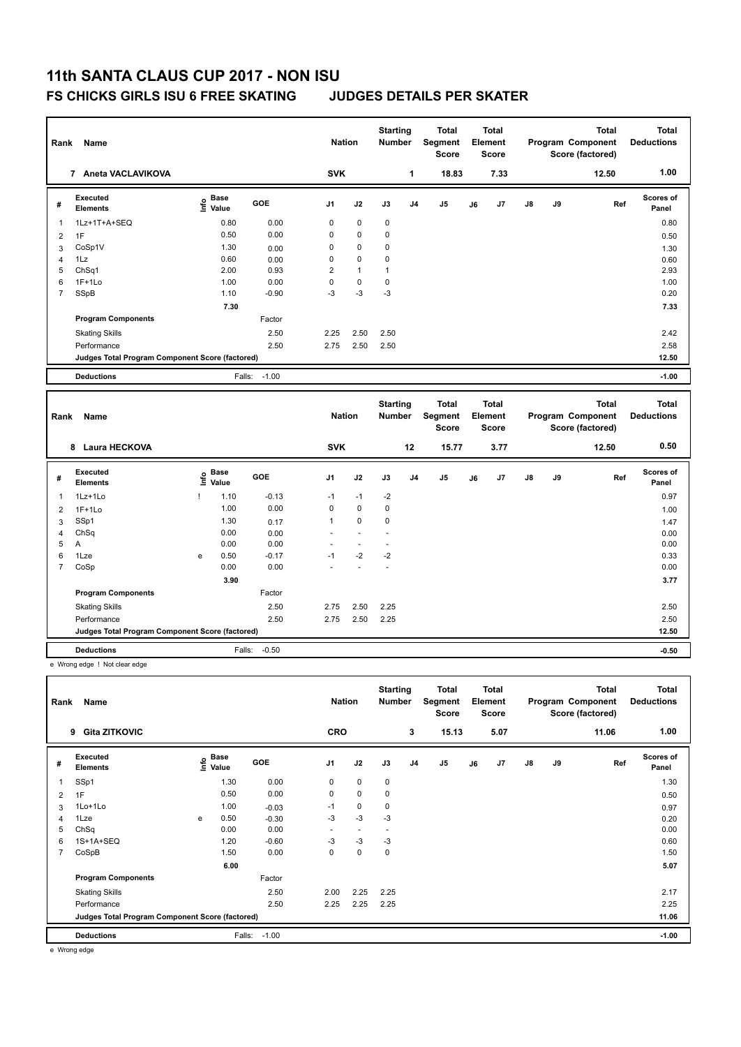# 11th SANTA CLAUS CUP 2017 - NON ISU

## FS CHICKS GIRLS ISU 6 FREE SKATING JUDGES DETAILS PER SKATER

| Rank | Name | Nation | Starting Number | Total Segment Score | Total Element Score | Total Program Component Score (factored) | Total Deductions |
|---|---|---|---|---|---|---|---|
| 7 | Aneta VACLAVIKOVA | SVK | 1 | 18.83 | 7.33 | 12.50 | 1.00 |

| # | Executed Elements | Info | Base Value | GOE | J1 | J2 | J3 | J4 | J5 | J6 | J7 | J8 | J9 | Ref | Scores of Panel |
|---|---|---|---|---|---|---|---|---|---|---|---|---|---|---|---|
| 1 | 1Lz+1T+A+SEQ | | 0.80 | 0.00 | 0 | 0 | 0 | | | | | | | | 0.80 |
| 2 | 1F | | 0.50 | 0.00 | 0 | 0 | 0 | | | | | | | | 0.50 |
| 3 | CoSp1V | | 1.30 | 0.00 | 0 | 0 | 0 | | | | | | | | 1.30 |
| 4 | 1Lz | | 0.60 | 0.00 | 0 | 0 | 0 | | | | | | | | 0.60 |
| 5 | ChSq1 | | 2.00 | 0.93 | 2 | 1 | 1 | | | | | | | | 2.93 |
| 6 | 1F+1Lo | | 1.00 | 0.00 | 0 | 0 | 0 | | | | | | | | 1.00 |
| 7 | SSpB | | 1.10 | -0.90 | -3 | -3 | -3 | | | | | | | | 0.20 |
| | | | 7.30 | | | | | | | | | | | | 7.33 |
| | Program Components | | | Factor | | | | | | | | | | | |
| | Skating Skills | | | 2.50 | 2.25 | 2.50 | 2.50 | | | | | | | | 2.42 |
| | Performance | | | 2.50 | 2.75 | 2.50 | 2.50 | | | | | | | | 2.58 |
| | Judges Total Program Component Score (factored) | | | | | | | | | | | | | | 12.50 |
| | Deductions | | Falls: | -1.00 | | | | | | | | | | | -1.00 |

| Rank | Name | Nation | Starting Number | Total Segment Score | Total Element Score | Total Program Component Score (factored) | Total Deductions |
|---|---|---|---|---|---|---|---|
| 8 | Laura HECKOVA | SVK | 12 | 15.77 | 3.77 | 12.50 | 0.50 |

| # | Executed Elements | Info | Base Value | GOE | J1 | J2 | J3 | J4 | J5 | J6 | J7 | J8 | J9 | Ref | Scores of Panel |
|---|---|---|---|---|---|---|---|---|---|---|---|---|---|---|---|
| 1 | 1Lz+1Lo | ! | 1.10 | -0.13 | -1 | -1 | -2 | | | | | | | | 0.97 |
| 2 | 1F+1Lo | | 1.00 | 0.00 | 0 | 0 | 0 | | | | | | | | 1.00 |
| 3 | SSp1 | | 1.30 | 0.17 | 1 | 0 | 0 | | | | | | | | 1.47 |
| 4 | ChSq | | 0.00 | 0.00 | - | - | - | | | | | | | | 0.00 |
| 5 | A | | 0.00 | 0.00 | - | - | - | | | | | | | | 0.00 |
| 6 | 1Lze | e | 0.50 | -0.17 | -1 | -2 | -2 | | | | | | | | 0.33 |
| 7 | CoSp | | 0.00 | 0.00 | - | - | - | | | | | | | | 0.00 |
| | | | 3.90 | | | | | | | | | | | | 3.77 |
| | Program Components | | | Factor | | | | | | | | | | | |
| | Skating Skills | | | 2.50 | 2.75 | 2.50 | 2.25 | | | | | | | | 2.50 |
| | Performance | | | 2.50 | 2.75 | 2.50 | 2.25 | | | | | | | | 2.50 |
| | Judges Total Program Component Score (factored) | | | | | | | | | | | | | | 12.50 |
| | Deductions | | Falls: | -0.50 | | | | | | | | | | | -0.50 |

e Wrong edge ! Not clear edge

| Rank | Name | Nation | Starting Number | Total Segment Score | Total Element Score | Total Program Component Score (factored) | Total Deductions |
|---|---|---|---|---|---|---|---|
| 9 | Gita ZITKOVIC | CRO | 3 | 15.13 | 5.07 | 11.06 | 1.00 |

| # | Executed Elements | Info | Base Value | GOE | J1 | J2 | J3 | J4 | J5 | J6 | J7 | J8 | J9 | Ref | Scores of Panel |
|---|---|---|---|---|---|---|---|---|---|---|---|---|---|---|---|
| 1 | SSp1 | | 1.30 | 0.00 | 0 | 0 | 0 | | | | | | | | 1.30 |
| 2 | 1F | | 0.50 | 0.00 | 0 | 0 | 0 | | | | | | | | 0.50 |
| 3 | 1Lo+1Lo | | 1.00 | -0.03 | -1 | 0 | 0 | | | | | | | | 0.97 |
| 4 | 1Lze | e | 0.50 | -0.30 | -3 | -3 | -3 | | | | | | | | 0.20 |
| 5 | ChSq | | 0.00 | 0.00 | - | - | - | | | | | | | | 0.00 |
| 6 | 1S+1A+SEQ | | 1.20 | -0.60 | -3 | -3 | -3 | | | | | | | | 0.60 |
| 7 | CoSpB | | 1.50 | 0.00 | 0 | 0 | 0 | | | | | | | | 1.50 |
| | | | 6.00 | | | | | | | | | | | | 5.07 |
| | Program Components | | | Factor | | | | | | | | | | | |
| | Skating Skills | | | 2.50 | 2.00 | 2.25 | 2.25 | | | | | | | | 2.17 |
| | Performance | | | 2.50 | 2.25 | 2.25 | 2.25 | | | | | | | | 2.25 |
| | Judges Total Program Component Score (factored) | | | | | | | | | | | | | | 11.06 |
| | Deductions | | Falls: | -1.00 | | | | | | | | | | | -1.00 |

e Wrong edge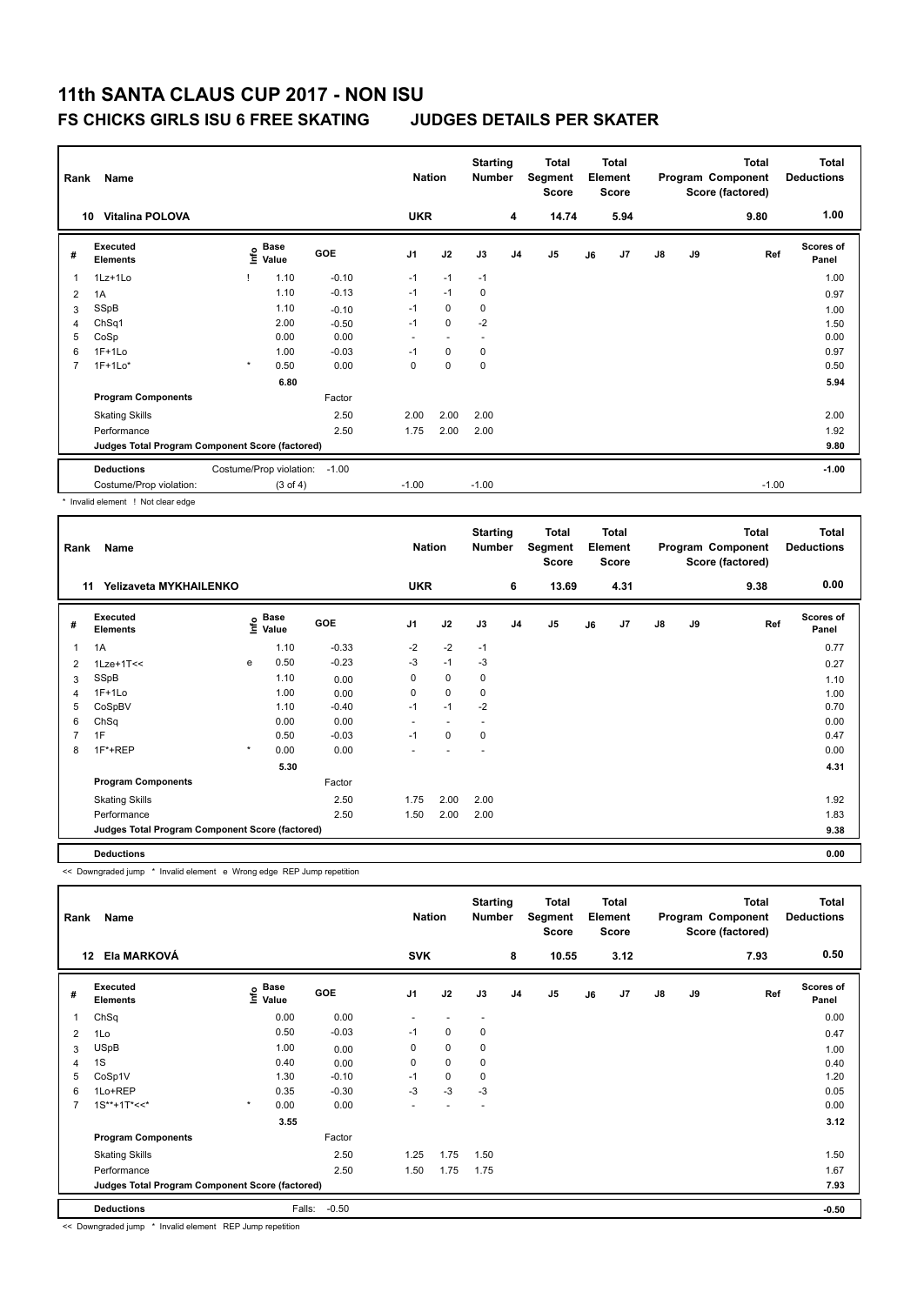# 11th SANTA CLAUS CUP 2017 - NON ISU

## FS CHICKS GIRLS ISU 6 FREE SKATING JUDGES DETAILS PER SKATER

| Rank | Name | Nation | Starting Number | Total Segment Score | Total Element Score | Total Program Component Score (factored) | Total Deductions |
|---|---|---|---|---|---|---|---|
| 10 | Vitalina POLOVA | UKR | 4 | 14.74 | 5.94 | 9.80 | 1.00 |

| # | Executed Elements | Info | Base Value | GOE | J1 | J2 | J3 | J4 | J5 | J6 | J7 | J8 | J9 | Ref | Scores of Panel |
|---|---|---|---|---|---|---|---|---|---|---|---|---|---|---|---|
| 1 | 1Lz+1Lo | ! | 1.10 | -0.10 | -1 | -1 | -1 | | | | | | | | 1.00 |
| 2 | 1A | | 1.10 | -0.13 | -1 | -1 | 0 | | | | | | | | 0.97 |
| 3 | SSpB | | 1.10 | -0.10 | -1 | 0 | 0 | | | | | | | | 1.00 |
| 4 | ChSq1 | | 2.00 | -0.50 | -1 | 0 | -2 | | | | | | | | 1.50 |
| 5 | CoSp | | 0.00 | 0.00 | - | - | - | | | | | | | | 0.00 |
| 6 | 1F+1Lo | | 1.00 | -0.03 | -1 | 0 | 0 | | | | | | | | 0.97 |
| 7 | 1F+1Lo* | * | 0.50 | 0.00 | 0 | 0 | 0 | | | | | | | | 0.50 |
| | | | 6.80 | | | | | | | | | | | | 5.94 |
| | **Program Components** | | | Factor | | | | | | | | | | | |
| | Skating Skills | | | 2.50 | 2.00 | 2.00 | 2.00 | | | | | | | | 2.00 |
| | Performance | | | 2.50 | 1.75 | 2.00 | 2.00 | | | | | | | | 1.92 |
| | **Judges Total Program Component Score (factored)** | | | | | | | | | | | | | | 9.80 |
| | **Deductions** | Costume/Prop violation: | | -1.00 | | | | | | | | | | | -1.00 |
| | Costume/Prop violation: | (3 of 4) | | | -1.00 | | -1.00 | | | | | | | -1.00 | |

\* Invalid element ! Not clear edge

| Rank | Name | Nation | Starting Number | Total Segment Score | Total Element Score | Total Program Component Score (factored) | Total Deductions |
|---|---|---|---|---|---|---|---|
| 11 | Yelizaveta MYKHAILENKO | UKR | 6 | 13.69 | 4.31 | 9.38 | 0.00 |

| # | Executed Elements | Info | Base Value | GOE | J1 | J2 | J3 | J4 | J5 | J6 | J7 | J8 | J9 | Ref | Scores of Panel |
|---|---|---|---|---|---|---|---|---|---|---|---|---|---|---|---|
| 1 | 1A | | 1.10 | -0.33 | -2 | -2 | -1 | | | | | | | | 0.77 |
| 2 | 1Lze+1T<< | e | 0.50 | -0.23 | -3 | -1 | -3 | | | | | | | | 0.27 |
| 3 | SSpB | | 1.10 | 0.00 | 0 | 0 | 0 | | | | | | | | 1.10 |
| 4 | 1F+1Lo | | 1.00 | 0.00 | 0 | 0 | 0 | | | | | | | | 1.00 |
| 5 | CoSpBV | | 1.10 | -0.40 | -1 | -1 | -2 | | | | | | | | 0.70 |
| 6 | ChSq | | 0.00 | 0.00 | - | - | - | | | | | | | | 0.00 |
| 7 | 1F | | 0.50 | -0.03 | -1 | 0 | 0 | | | | | | | | 0.47 |
| 8 | 1F*+REP | * | 0.00 | 0.00 | - | - | - | | | | | | | | 0.00 |
| | | | 5.30 | | | | | | | | | | | | 4.31 |
| | **Program Components** | | | Factor | | | | | | | | | | | |
| | Skating Skills | | | 2.50 | 1.75 | 2.00 | 2.00 | | | | | | | | 1.92 |
| | Performance | | | 2.50 | 1.50 | 2.00 | 2.00 | | | | | | | | 1.83 |
| | **Judges Total Program Component Score (factored)** | | | | | | | | | | | | | | 9.38 |
| | **Deductions** | | | | | | | | | | | | | | 0.00 |

<< Downgraded jump * Invalid element e Wrong edge REP Jump repetition

| Rank | Name | Nation | Starting Number | Total Segment Score | Total Element Score | Total Program Component Score (factored) | Total Deductions |
|---|---|---|---|---|---|---|---|
| 12 | Ela MARKOVÁ | SVK | 8 | 10.55 | 3.12 | 7.93 | 0.50 |

| # | Executed Elements | Info | Base Value | GOE | J1 | J2 | J3 | J4 | J5 | J6 | J7 | J8 | J9 | Ref | Scores of Panel |
|---|---|---|---|---|---|---|---|---|---|---|---|---|---|---|---|
| 1 | ChSq | | 0.00 | 0.00 | - | - | - | | | | | | | | 0.00 |
| 2 | 1Lo | | 0.50 | -0.03 | -1 | 0 | 0 | | | | | | | | 0.47 |
| 3 | USpB | | 1.00 | 0.00 | 0 | 0 | 0 | | | | | | | | 1.00 |
| 4 | 1S | | 0.40 | 0.00 | 0 | 0 | 0 | | | | | | | | 0.40 |
| 5 | CoSp1V | | 1.30 | -0.10 | -1 | 0 | 0 | | | | | | | | 1.20 |
| 6 | 1Lo+REP | | 0.35 | -0.30 | -3 | -3 | -3 | | | | | | | | 0.05 |
| 7 | 1S**+1T*<<* | * | 0.00 | 0.00 | - | - | - | | | | | | | | 0.00 |
| | | | 3.55 | | | | | | | | | | | | 3.12 |
| | **Program Components** | | | Factor | | | | | | | | | | | |
| | Skating Skills | | | 2.50 | 1.25 | 1.75 | 1.50 | | | | | | | | 1.50 |
| | Performance | | | 2.50 | 1.50 | 1.75 | 1.75 | | | | | | | | 1.67 |
| | **Judges Total Program Component Score (factored)** | | | | | | | | | | | | | | 7.93 |
| | **Deductions** | | Falls: | -0.50 | | | | | | | | | | | -0.50 |

<< Downgraded jump * Invalid element REP Jump repetition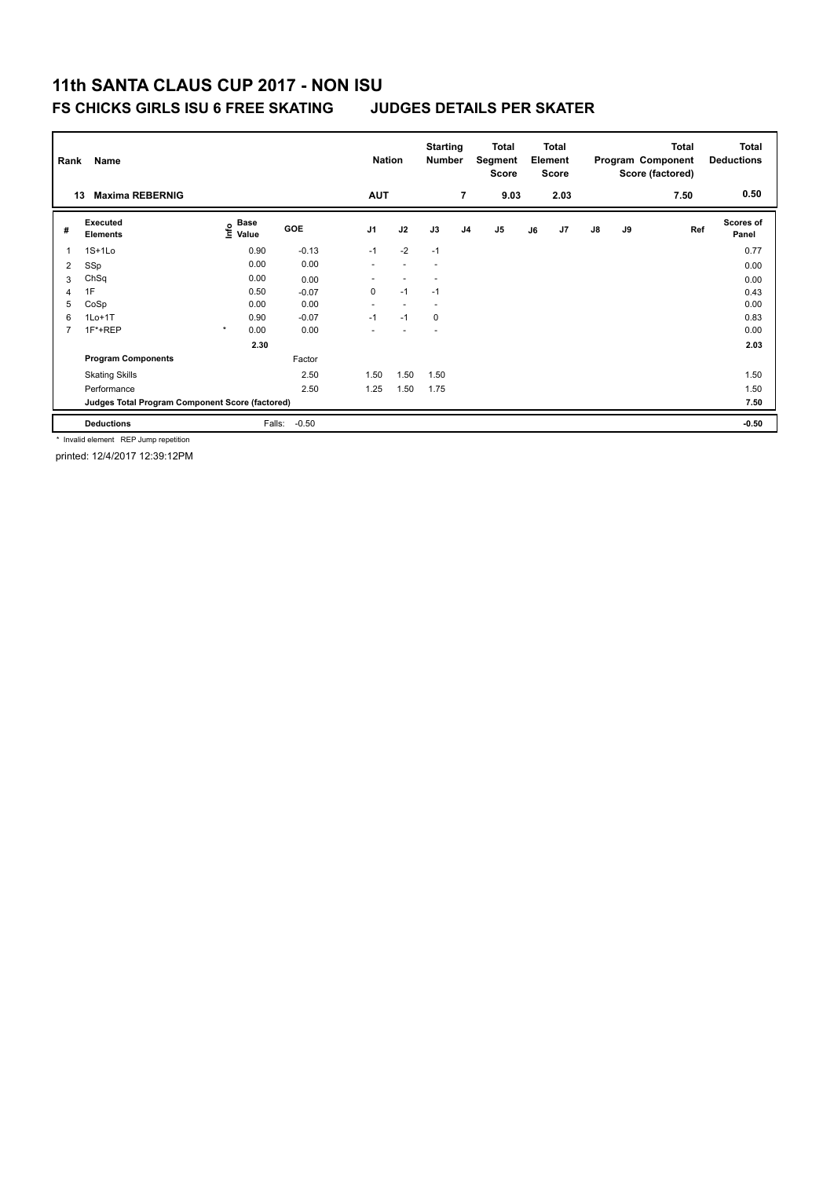# 11th SANTA CLAUS CUP 2017 - NON ISU

## FS CHICKS GIRLS ISU 6 FREE SKATING JUDGES DETAILS PER SKATER

| Rank | Name | Nation | Starting Number | Total Segment Score | Total Element Score | Total Program Component Score (factored) | Total Deductions |
|---|---|---|---|---|---|---|---|
| 13 | Maxima REBERNIG | AUT | 7 | 9.03 | 2.03 | 7.50 | 0.50 |

| # | Executed Elements | Info | Base Value | GOE | J1 | J2 | J3 | J4 | J5 | J6 | J7 | J8 | J9 | Ref | Scores of Panel |
|---|---|---|---|---|---|---|---|---|---|---|---|---|---|---|---|
| 1 | 1S+1Lo | | 0.90 | -0.13 | -1 | -2 | -1 | | | | | | | | 0.77 |
| 2 | SSp | | 0.00 | 0.00 | - | - | - | | | | | | | | 0.00 |
| 3 | ChSq | | 0.00 | 0.00 | - | - | - | | | | | | | | 0.00 |
| 4 | 1F | | 0.50 | -0.07 | 0 | -1 | -1 | | | | | | | | 0.43 |
| 5 | CoSp | | 0.00 | 0.00 | - | - | - | | | | | | | | 0.00 |
| 6 | 1Lo+1T | | 0.90 | -0.07 | -1 | -1 | 0 | | | | | | | | 0.83 |
| 7 | 1F*+REP | * | 0.00 | 0.00 | - | - | - | | | | | | | | 0.00 |
| | | | 2.30 | | | | | | | | | | | | 2.03 |
| | **Program Components** | | | Factor | | | | | | | | | | | |
| | Skating Skills | | | 2.50 | 1.50 | 1.50 | 1.50 | | | | | | | | 1.50 |
| | Performance | | | 2.50 | 1.25 | 1.50 | 1.75 | | | | | | | | 1.50 |
| | **Judges Total Program Component Score (factored)** | | | | | | | | | | | | | | 7.50 |
| | **Deductions** | | Falls: | -0.50 | | | | | | | | | | | -0.50 |

\* Invalid element REP Jump repetition

printed: 12/4/2017 12:39:12PM